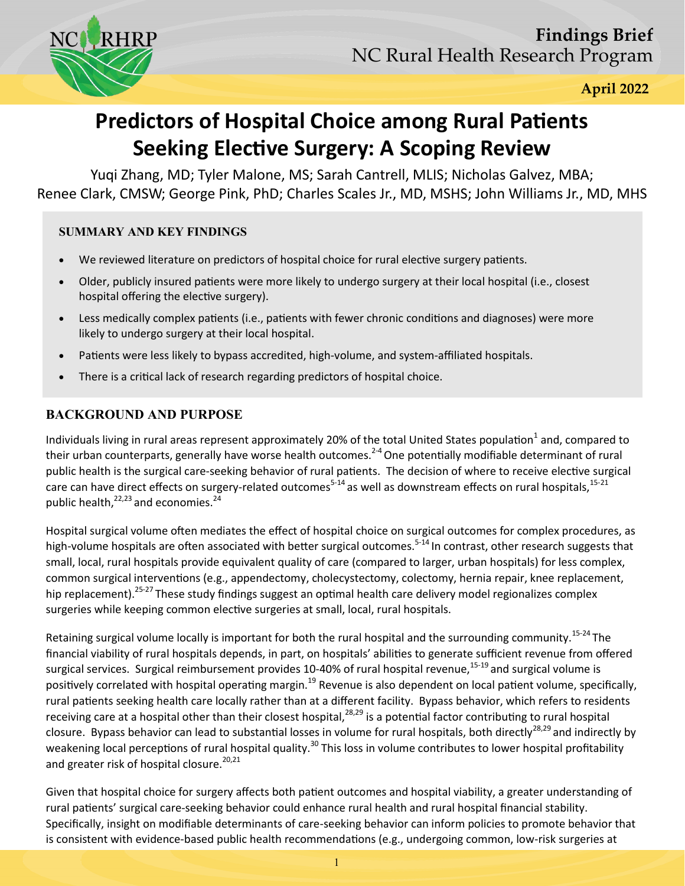Findings Brief
NC Rural Health Research Program

April 2022

# Predictors of Hospital Choice among Rural Patients Seeking Elective Surgery: A Scoping Review

Yuqi Zhang, MD; Tyler Malone, MS; Sarah Cantrell, MLIS; Nicholas Galvez, MBA; Renee Clark, CMSW; George Pink, PhD; Charles Scales Jr., MD, MSHS; John Williams Jr., MD, MHS

## SUMMARY AND KEY FINDINGS

- We reviewed literature on predictors of hospital choice for rural elective surgery patients.
- Older, publicly insured patients were more likely to undergo surgery at their local hospital (i.e., closest hospital offering the elective surgery).
- Less medically complex patients (i.e., patients with fewer chronic conditions and diagnoses) were more likely to undergo surgery at their local hospital.
- Patients were less likely to bypass accredited, high-volume, and system-affiliated hospitals.
- There is a critical lack of research regarding predictors of hospital choice.

## BACKGROUND AND PURPOSE

Individuals living in rural areas represent approximately 20% of the total United States population[1] and, compared to their urban counterparts, generally have worse health outcomes.[2-4] One potentially modifiable determinant of rural public health is the surgical care-seeking behavior of rural patients. The decision of where to receive elective surgical care can have direct effects on surgery-related outcomes[5-14] as well as downstream effects on rural hospitals,[15-21] public health,[22,23] and economies.[24]

Hospital surgical volume often mediates the effect of hospital choice on surgical outcomes for complex procedures, as high-volume hospitals are often associated with better surgical outcomes.[5-14] In contrast, other research suggests that small, local, rural hospitals provide equivalent quality of care (compared to larger, urban hospitals) for less complex, common surgical interventions (e.g., appendectomy, cholecystectomy, colectomy, hernia repair, knee replacement, hip replacement).[25-27] These study findings suggest an optimal health care delivery model regionalizes complex surgeries while keeping common elective surgeries at small, local, rural hospitals.

Retaining surgical volume locally is important for both the rural hospital and the surrounding community.[15-24] The financial viability of rural hospitals depends, in part, on hospitals' abilities to generate sufficient revenue from offered surgical services. Surgical reimbursement provides 10-40% of rural hospital revenue,[15-19] and surgical volume is positively correlated with hospital operating margin.[19] Revenue is also dependent on local patient volume, specifically, rural patients seeking health care locally rather than at a different facility. Bypass behavior, which refers to residents receiving care at a hospital other than their closest hospital,[28,29] is a potential factor contributing to rural hospital closure. Bypass behavior can lead to substantial losses in volume for rural hospitals, both directly[28,29] and indirectly by weakening local perceptions of rural hospital quality.[30] This loss in volume contributes to lower hospital profitability and greater risk of hospital closure.[20,21]

Given that hospital choice for surgery affects both patient outcomes and hospital viability, a greater understanding of rural patients' surgical care-seeking behavior could enhance rural health and rural hospital financial stability. Specifically, insight on modifiable determinants of care-seeking behavior can inform policies to promote behavior that is consistent with evidence-based public health recommendations (e.g., undergoing common, low-risk surgeries at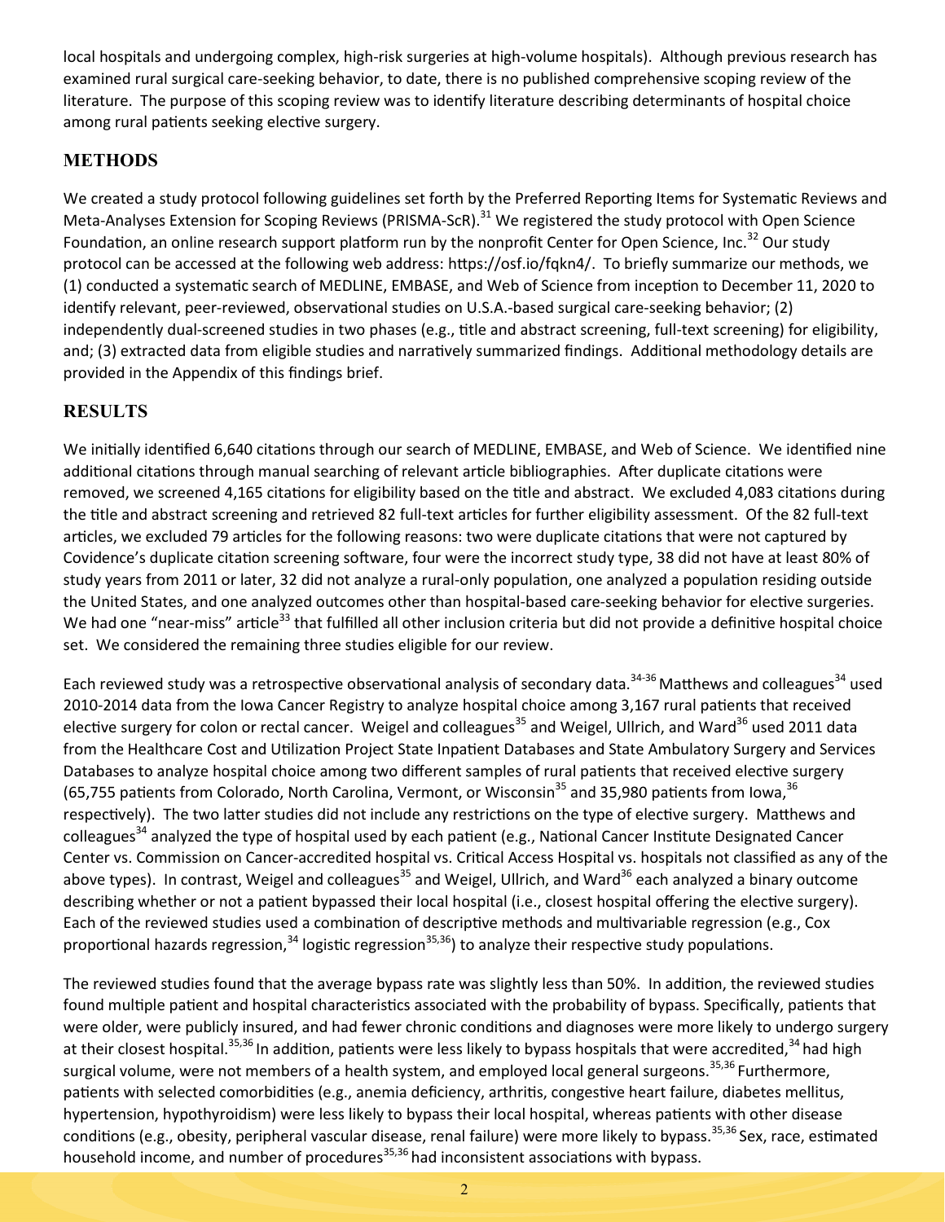local hospitals and undergoing complex, high-risk surgeries at high-volume hospitals). Although previous research has examined rural surgical care-seeking behavior, to date, there is no published comprehensive scoping review of the literature. The purpose of this scoping review was to identify literature describing determinants of hospital choice among rural patients seeking elective surgery.

## METHODS

We created a study protocol following guidelines set forth by the Preferred Reporting Items for Systematic Reviews and Meta-Analyses Extension for Scoping Reviews (PRISMA-ScR).[31] We registered the study protocol with Open Science Foundation, an online research support platform run by the nonprofit Center for Open Science, Inc.[32] Our study protocol can be accessed at the following web address: https://osf.io/fqkn4/. To briefly summarize our methods, we (1) conducted a systematic search of MEDLINE, EMBASE, and Web of Science from inception to December 11, 2020 to identify relevant, peer-reviewed, observational studies on U.S.A.-based surgical care-seeking behavior; (2) independently dual-screened studies in two phases (e.g., title and abstract screening, full-text screening) for eligibility, and; (3) extracted data from eligible studies and narratively summarized findings. Additional methodology details are provided in the Appendix of this findings brief.

## RESULTS

We initially identified 6,640 citations through our search of MEDLINE, EMBASE, and Web of Science. We identified nine additional citations through manual searching of relevant article bibliographies. After duplicate citations were removed, we screened 4,165 citations for eligibility based on the title and abstract. We excluded 4,083 citations during the title and abstract screening and retrieved 82 full-text articles for further eligibility assessment. Of the 82 full-text articles, we excluded 79 articles for the following reasons: two were duplicate citations that were not captured by Covidence's duplicate citation screening software, four were the incorrect study type, 38 did not have at least 80% of study years from 2011 or later, 32 did not analyze a rural-only population, one analyzed a population residing outside the United States, and one analyzed outcomes other than hospital-based care-seeking behavior for elective surgeries. We had one "near-miss" article[33] that fulfilled all other inclusion criteria but did not provide a definitive hospital choice set. We considered the remaining three studies eligible for our review.

Each reviewed study was a retrospective observational analysis of secondary data.[34-36] Matthews and colleagues[34] used 2010-2014 data from the Iowa Cancer Registry to analyze hospital choice among 3,167 rural patients that received elective surgery for colon or rectal cancer. Weigel and colleagues[35] and Weigel, Ullrich, and Ward[36] used 2011 data from the Healthcare Cost and Utilization Project State Inpatient Databases and State Ambulatory Surgery and Services Databases to analyze hospital choice among two different samples of rural patients that received elective surgery (65,755 patients from Colorado, North Carolina, Vermont, or Wisconsin[35] and 35,980 patients from Iowa,[36] respectively). The two latter studies did not include any restrictions on the type of elective surgery. Matthews and colleagues[34] analyzed the type of hospital used by each patient (e.g., National Cancer Institute Designated Cancer Center vs. Commission on Cancer-accredited hospital vs. Critical Access Hospital vs. hospitals not classified as any of the above types). In contrast, Weigel and colleagues[35] and Weigel, Ullrich, and Ward[36] each analyzed a binary outcome describing whether or not a patient bypassed their local hospital (i.e., closest hospital offering the elective surgery). Each of the reviewed studies used a combination of descriptive methods and multivariable regression (e.g., Cox proportional hazards regression,[34] logistic regression[35,36]) to analyze their respective study populations.

The reviewed studies found that the average bypass rate was slightly less than 50%. In addition, the reviewed studies found multiple patient and hospital characteristics associated with the probability of bypass. Specifically, patients that were older, were publicly insured, and had fewer chronic conditions and diagnoses were more likely to undergo surgery at their closest hospital.[35,36] In addition, patients were less likely to bypass hospitals that were accredited,[34] had high surgical volume, were not members of a health system, and employed local general surgeons.[35,36] Furthermore, patients with selected comorbidities (e.g., anemia deficiency, arthritis, congestive heart failure, diabetes mellitus, hypertension, hypothyroidism) were less likely to bypass their local hospital, whereas patients with other disease conditions (e.g., obesity, peripheral vascular disease, renal failure) were more likely to bypass.[35,36] Sex, race, estimated household income, and number of procedures[35,36] had inconsistent associations with bypass.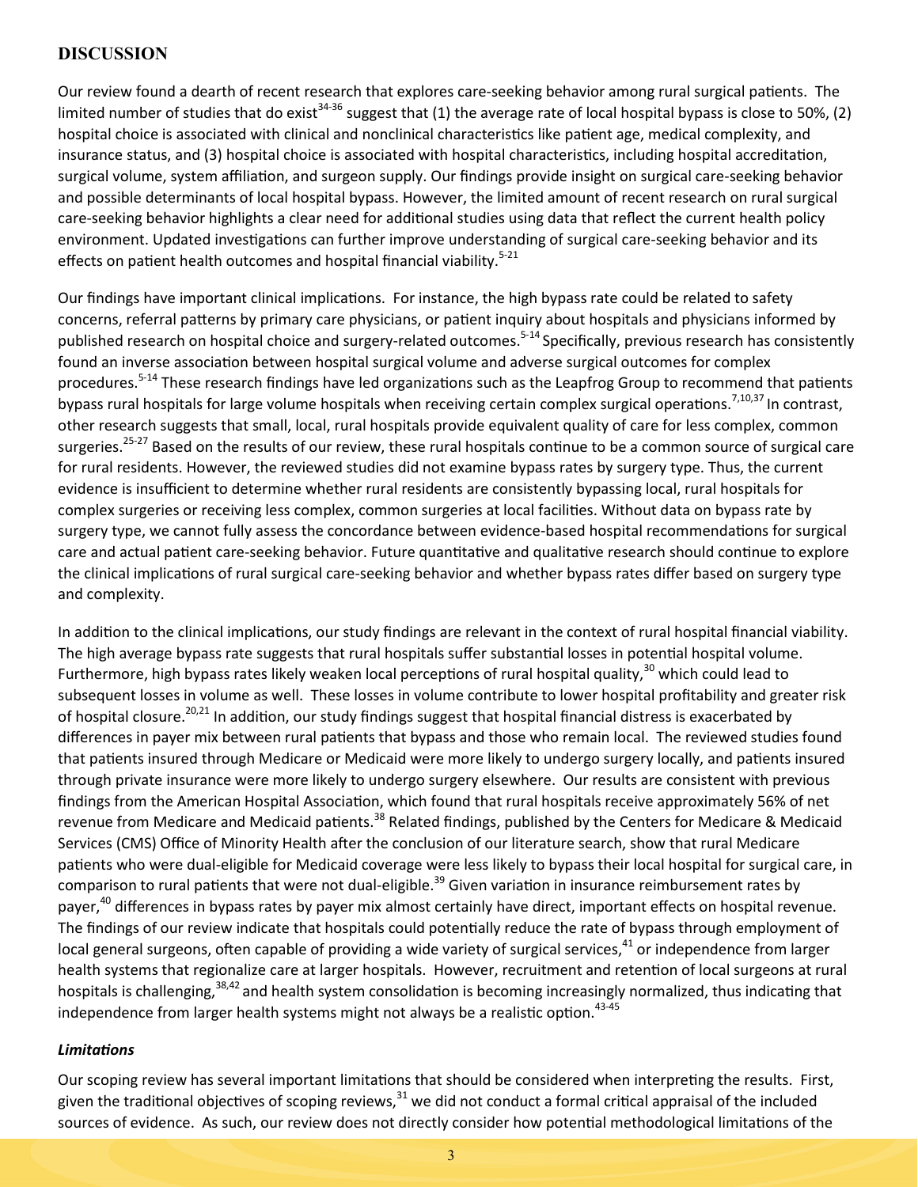## DISCUSSION

Our review found a dearth of recent research that explores care-seeking behavior among rural surgical patients. The limited number of studies that do exist[34-36] suggest that (1) the average rate of local hospital bypass is close to 50%, (2) hospital choice is associated with clinical and nonclinical characteristics like patient age, medical complexity, and insurance status, and (3) hospital choice is associated with hospital characteristics, including hospital accreditation, surgical volume, system affiliation, and surgeon supply. Our findings provide insight on surgical care-seeking behavior and possible determinants of local hospital bypass. However, the limited amount of recent research on rural surgical care-seeking behavior highlights a clear need for additional studies using data that reflect the current health policy environment. Updated investigations can further improve understanding of surgical care-seeking behavior and its effects on patient health outcomes and hospital financial viability.[5-21]

Our findings have important clinical implications. For instance, the high bypass rate could be related to safety concerns, referral patterns by primary care physicians, or patient inquiry about hospitals and physicians informed by published research on hospital choice and surgery-related outcomes.[5-14] Specifically, previous research has consistently found an inverse association between hospital surgical volume and adverse surgical outcomes for complex procedures.[5-14] These research findings have led organizations such as the Leapfrog Group to recommend that patients bypass rural hospitals for large volume hospitals when receiving certain complex surgical operations.[7,10,37] In contrast, other research suggests that small, local, rural hospitals provide equivalent quality of care for less complex, common surgeries.[25-27] Based on the results of our review, these rural hospitals continue to be a common source of surgical care for rural residents. However, the reviewed studies did not examine bypass rates by surgery type. Thus, the current evidence is insufficient to determine whether rural residents are consistently bypassing local, rural hospitals for complex surgeries or receiving less complex, common surgeries at local facilities. Without data on bypass rate by surgery type, we cannot fully assess the concordance between evidence-based hospital recommendations for surgical care and actual patient care-seeking behavior. Future quantitative and qualitative research should continue to explore the clinical implications of rural surgical care-seeking behavior and whether bypass rates differ based on surgery type and complexity.

In addition to the clinical implications, our study findings are relevant in the context of rural hospital financial viability. The high average bypass rate suggests that rural hospitals suffer substantial losses in potential hospital volume. Furthermore, high bypass rates likely weaken local perceptions of rural hospital quality,[30] which could lead to subsequent losses in volume as well. These losses in volume contribute to lower hospital profitability and greater risk of hospital closure.[20,21] In addition, our study findings suggest that hospital financial distress is exacerbated by differences in payer mix between rural patients that bypass and those who remain local. The reviewed studies found that patients insured through Medicare or Medicaid were more likely to undergo surgery locally, and patients insured through private insurance were more likely to undergo surgery elsewhere. Our results are consistent with previous findings from the American Hospital Association, which found that rural hospitals receive approximately 56% of net revenue from Medicare and Medicaid patients.[38] Related findings, published by the Centers for Medicare & Medicaid Services (CMS) Office of Minority Health after the conclusion of our literature search, show that rural Medicare patients who were dual-eligible for Medicaid coverage were less likely to bypass their local hospital for surgical care, in comparison to rural patients that were not dual-eligible.[39] Given variation in insurance reimbursement rates by payer,[40] differences in bypass rates by payer mix almost certainly have direct, important effects on hospital revenue. The findings of our review indicate that hospitals could potentially reduce the rate of bypass through employment of local general surgeons, often capable of providing a wide variety of surgical services,[41] or independence from larger health systems that regionalize care at larger hospitals. However, recruitment and retention of local surgeons at rural hospitals is challenging,[38,42] and health system consolidation is becoming increasingly normalized, thus indicating that independence from larger health systems might not always be a realistic option.[43-45]

### *Limitations*

Our scoping review has several important limitations that should be considered when interpreting the results. First, given the traditional objectives of scoping reviews,[31] we did not conduct a formal critical appraisal of the included sources of evidence. As such, our review does not directly consider how potential methodological limitations of the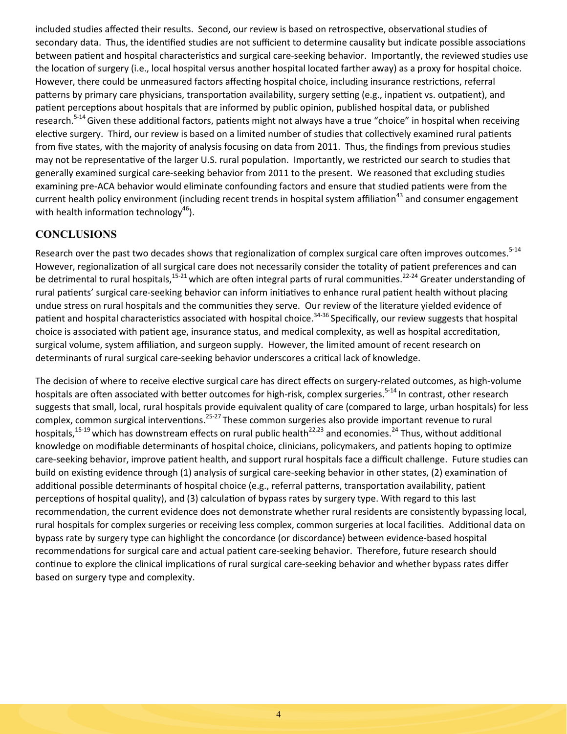included studies affected their results. Second, our review is based on retrospective, observational studies of secondary data. Thus, the identified studies are not sufficient to determine causality but indicate possible associations between patient and hospital characteristics and surgical care-seeking behavior. Importantly, the reviewed studies use the location of surgery (i.e., local hospital versus another hospital located farther away) as a proxy for hospital choice. However, there could be unmeasured factors affecting hospital choice, including insurance restrictions, referral patterns by primary care physicians, transportation availability, surgery setting (e.g., inpatient vs. outpatient), and patient perceptions about hospitals that are informed by public opinion, published hospital data, or published research.[5-14] Given these additional factors, patients might not always have a true "choice" in hospital when receiving elective surgery. Third, our review is based on a limited number of studies that collectively examined rural patients from five states, with the majority of analysis focusing on data from 2011. Thus, the findings from previous studies may not be representative of the larger U.S. rural population. Importantly, we restricted our search to studies that generally examined surgical care-seeking behavior from 2011 to the present. We reasoned that excluding studies examining pre-ACA behavior would eliminate confounding factors and ensure that studied patients were from the current health policy environment (including recent trends in hospital system affiliation[43] and consumer engagement with health information technology[46]).

## CONCLUSIONS

Research over the past two decades shows that regionalization of complex surgical care often improves outcomes.[5-14] However, regionalization of all surgical care does not necessarily consider the totality of patient preferences and can be detrimental to rural hospitals,[15-21] which are often integral parts of rural communities.[22-24] Greater understanding of rural patients' surgical care-seeking behavior can inform initiatives to enhance rural patient health without placing undue stress on rural hospitals and the communities they serve. Our review of the literature yielded evidence of patient and hospital characteristics associated with hospital choice.[34-36] Specifically, our review suggests that hospital choice is associated with patient age, insurance status, and medical complexity, as well as hospital accreditation, surgical volume, system affiliation, and surgeon supply. However, the limited amount of recent research on determinants of rural surgical care-seeking behavior underscores a critical lack of knowledge.

The decision of where to receive elective surgical care has direct effects on surgery-related outcomes, as high-volume hospitals are often associated with better outcomes for high-risk, complex surgeries.[5-14] In contrast, other research suggests that small, local, rural hospitals provide equivalent quality of care (compared to large, urban hospitals) for less complex, common surgical interventions.[25-27] These common surgeries also provide important revenue to rural hospitals,[15-19] which has downstream effects on rural public health[22,23] and economies.[24] Thus, without additional knowledge on modifiable determinants of hospital choice, clinicians, policymakers, and patients hoping to optimize care-seeking behavior, improve patient health, and support rural hospitals face a difficult challenge. Future studies can build on existing evidence through (1) analysis of surgical care-seeking behavior in other states, (2) examination of additional possible determinants of hospital choice (e.g., referral patterns, transportation availability, patient perceptions of hospital quality), and (3) calculation of bypass rates by surgery type. With regard to this last recommendation, the current evidence does not demonstrate whether rural residents are consistently bypassing local, rural hospitals for complex surgeries or receiving less complex, common surgeries at local facilities. Additional data on bypass rate by surgery type can highlight the concordance (or discordance) between evidence-based hospital recommendations for surgical care and actual patient care-seeking behavior. Therefore, future research should continue to explore the clinical implications of rural surgical care-seeking behavior and whether bypass rates differ based on surgery type and complexity.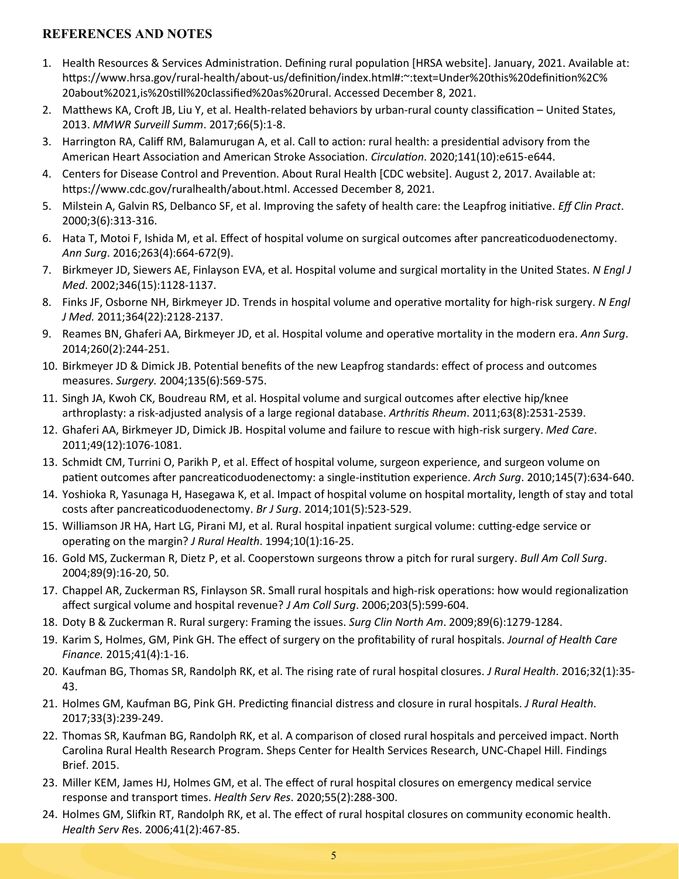## REFERENCES AND NOTES

1. Health Resources & Services Administration. Defining rural population [HRSA website]. January, 2021. Available at: https://www.hrsa.gov/rural-health/about-us/definition/index.html#:~:text=Under%20this%20definition%2C%20about%2021,is%20still%20classified%20as%20rural. Accessed December 8, 2021.
2. Matthews KA, Croft JB, Liu Y, et al. Health-related behaviors by urban-rural county classification – United States, 2013. *MMWR Surveill Summ*. 2017;66(5):1-8.
3. Harrington RA, Califf RM, Balamurugan A, et al. Call to action: rural health: a presidential advisory from the American Heart Association and American Stroke Association. *Circulation*. 2020;141(10):e615-e644.
4. Centers for Disease Control and Prevention. About Rural Health [CDC website]. August 2, 2017. Available at: https://www.cdc.gov/ruralhealth/about.html. Accessed December 8, 2021.
5. Milstein A, Galvin RS, Delbanco SF, et al. Improving the safety of health care: the Leapfrog initiative. *Eff Clin Pract*. 2000;3(6):313-316.
6. Hata T, Motoi F, Ishida M, et al. Effect of hospital volume on surgical outcomes after pancreaticoduodenectomy. *Ann Surg*. 2016;263(4):664-672(9).
7. Birkmeyer JD, Siewers AE, Finlayson EVA, et al. Hospital volume and surgical mortality in the United States. *N Engl J Med*. 2002;346(15):1128-1137.
8. Finks JF, Osborne NH, Birkmeyer JD. Trends in hospital volume and operative mortality for high-risk surgery. *N Engl J Med.* 2011;364(22):2128-2137.
9. Reames BN, Ghaferi AA, Birkmeyer JD, et al. Hospital volume and operative mortality in the modern era. *Ann Surg*. 2014;260(2):244-251.
10. Birkmeyer JD & Dimick JB. Potential benefits of the new Leapfrog standards: effect of process and outcomes measures. *Surgery.* 2004;135(6):569-575.
11. Singh JA, Kwoh CK, Boudreau RM, et al. Hospital volume and surgical outcomes after elective hip/knee arthroplasty: a risk-adjusted analysis of a large regional database. *Arthritis Rheum*. 2011;63(8):2531-2539.
12. Ghaferi AA, Birkmeyer JD, Dimick JB. Hospital volume and failure to rescue with high-risk surgery. *Med Care*. 2011;49(12):1076-1081.
13. Schmidt CM, Turrini O, Parikh P, et al. Effect of hospital volume, surgeon experience, and surgeon volume on patient outcomes after pancreaticoduodenectomy: a single-institution experience. *Arch Surg*. 2010;145(7):634-640.
14. Yoshioka R, Yasunaga H, Hasegawa K, et al. Impact of hospital volume on hospital mortality, length of stay and total costs after pancreaticoduodenectomy. *Br J Surg*. 2014;101(5):523-529.
15. Williamson JR HA, Hart LG, Pirani MJ, et al. Rural hospital inpatient surgical volume: cutting-edge service or operating on the margin? *J Rural Health*. 1994;10(1):16-25.
16. Gold MS, Zuckerman R, Dietz P, et al. Cooperstown surgeons throw a pitch for rural surgery. *Bull Am Coll Surg*. 2004;89(9):16-20, 50.
17. Chappel AR, Zuckerman RS, Finlayson SR. Small rural hospitals and high-risk operations: how would regionalization affect surgical volume and hospital revenue? *J Am Coll Surg*. 2006;203(5):599-604.
18. Doty B & Zuckerman R. Rural surgery: Framing the issues. *Surg Clin North Am*. 2009;89(6):1279-1284.
19. Karim S, Holmes, GM, Pink GH. The effect of surgery on the profitability of rural hospitals. *Journal of Health Care Finance.* 2015;41(4):1-16.
20. Kaufman BG, Thomas SR, Randolph RK, et al. The rising rate of rural hospital closures. *J Rural Health*. 2016;32(1):35-43.
21. Holmes GM, Kaufman BG, Pink GH. Predicting financial distress and closure in rural hospitals. *J Rural Health*. 2017;33(3):239-249.
22. Thomas SR, Kaufman BG, Randolph RK, et al. A comparison of closed rural hospitals and perceived impact. North Carolina Rural Health Research Program. Sheps Center for Health Services Research, UNC-Chapel Hill. Findings Brief. 2015.
23. Miller KEM, James HJ, Holmes GM, et al. The effect of rural hospital closures on emergency medical service response and transport times. *Health Serv Res*. 2020;55(2):288-300.
24. Holmes GM, Slifkin RT, Randolph RK, et al. The effect of rural hospital closures on community economic health. *Health Serv R*es. 2006;41(2):467-85.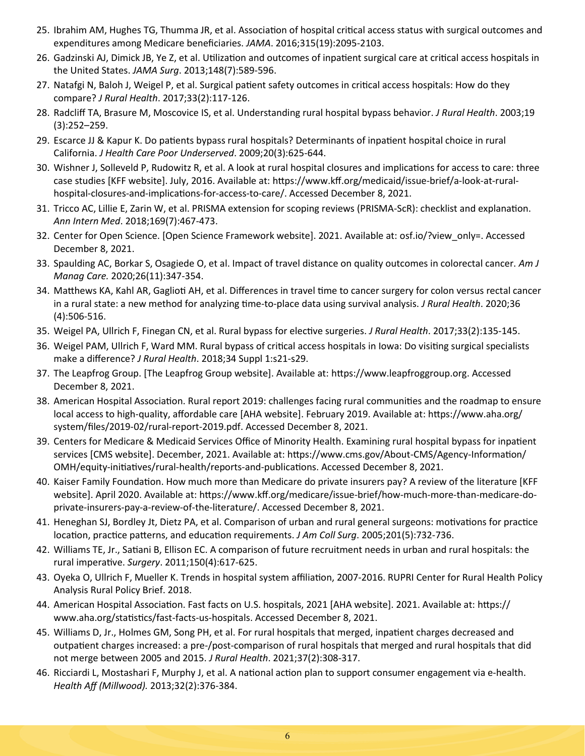25. Ibrahim AM, Hughes TG, Thumma JR, et al. Association of hospital critical access status with surgical outcomes and expenditures among Medicare beneficiaries. *JAMA*. 2016;315(19):2095-2103.
26. Gadzinski AJ, Dimick JB, Ye Z, et al. Utilization and outcomes of inpatient surgical care at critical access hospitals in the United States. *JAMA Surg*. 2013;148(7):589-596.
27. Natafgi N, Baloh J, Weigel P, et al. Surgical patient safety outcomes in critical access hospitals: How do they compare? *J Rural Health*. 2017;33(2):117-126.
28. Radcliff TA, Brasure M, Moscovice IS, et al. Understanding rural hospital bypass behavior. *J Rural Health*. 2003;19 (3):252–259.
29. Escarce JJ & Kapur K. Do patients bypass rural hospitals? Determinants of inpatient hospital choice in rural California. *J Health Care Poor Underserved*. 2009;20(3):625-644.
30. Wishner J, Solleveld P, Rudowitz R, et al. A look at rural hospital closures and implications for access to care: three case studies [KFF website]. July, 2016. Available at: https://www.kff.org/medicaid/issue-brief/a-look-at-rural-hospital-closures-and-implications-for-access-to-care/. Accessed December 8, 2021.
31. Tricco AC, Lillie E, Zarin W, et al. PRISMA extension for scoping reviews (PRISMA-ScR): checklist and explanation. *Ann Intern Med*. 2018;169(7):467-473.
32. Center for Open Science. [Open Science Framework website]. 2021. Available at: osf.io/?view_only=. Accessed December 8, 2021.
33. Spaulding AC, Borkar S, Osagiede O, et al. Impact of travel distance on quality outcomes in colorectal cancer. *Am J Manag Care.* 2020;26(11):347-354.
34. Matthews KA, Kahl AR, Gaglioti AH, et al. Differences in travel time to cancer surgery for colon versus rectal cancer in a rural state: a new method for analyzing time-to-place data using survival analysis. *J Rural Health*. 2020;36 (4):506-516.
35. Weigel PA, Ullrich F, Finegan CN, et al. Rural bypass for elective surgeries. *J Rural Health*. 2017;33(2):135-145.
36. Weigel PAM, Ullrich F, Ward MM. Rural bypass of critical access hospitals in Iowa: Do visiting surgical specialists make a difference? *J Rural Health*. 2018;34 Suppl 1:s21-s29.
37. The Leapfrog Group. [The Leapfrog Group website]. Available at: https://www.leapfroggroup.org. Accessed December 8, 2021.
38. American Hospital Association. Rural report 2019: challenges facing rural communities and the roadmap to ensure local access to high-quality, affordable care [AHA website]. February 2019. Available at: https://www.aha.org/system/files/2019-02/rural-report-2019.pdf. Accessed December 8, 2021.
39. Centers for Medicare & Medicaid Services Office of Minority Health. Examining rural hospital bypass for inpatient services [CMS website]. December, 2021. Available at: https://www.cms.gov/About-CMS/Agency-Information/OMH/equity-initiatives/rural-health/reports-and-publications. Accessed December 8, 2021.
40. Kaiser Family Foundation. How much more than Medicare do private insurers pay? A review of the literature [KFF website]. April 2020. Available at: https://www.kff.org/medicare/issue-brief/how-much-more-than-medicare-do-private-insurers-pay-a-review-of-the-literature/. Accessed December 8, 2021.
41. Heneghan SJ, Bordley Jt, Dietz PA, et al. Comparison of urban and rural general surgeons: motivations for practice location, practice patterns, and education requirements. *J Am Coll Surg*. 2005;201(5):732-736.
42. Williams TE, Jr., Satiani B, Ellison EC. A comparison of future recruitment needs in urban and rural hospitals: the rural imperative. *Surgery*. 2011;150(4):617-625.
43. Oyeka O, Ullrich F, Mueller K. Trends in hospital system affiliation, 2007-2016. RUPRI Center for Rural Health Policy Analysis Rural Policy Brief. 2018.
44. American Hospital Association. Fast facts on U.S. hospitals, 2021 [AHA website]. 2021. Available at: https://www.aha.org/statistics/fast-facts-us-hospitals. Accessed December 8, 2021.
45. Williams D, Jr., Holmes GM, Song PH, et al. For rural hospitals that merged, inpatient charges decreased and outpatient charges increased: a pre-/post-comparison of rural hospitals that merged and rural hospitals that did not merge between 2005 and 2015. *J Rural Health*. 2021;37(2):308-317.
46. Ricciardi L, Mostashari F, Murphy J, et al. A national action plan to support consumer engagement via e-health. *Health Aff (Millwood).* 2013;32(2):376-384.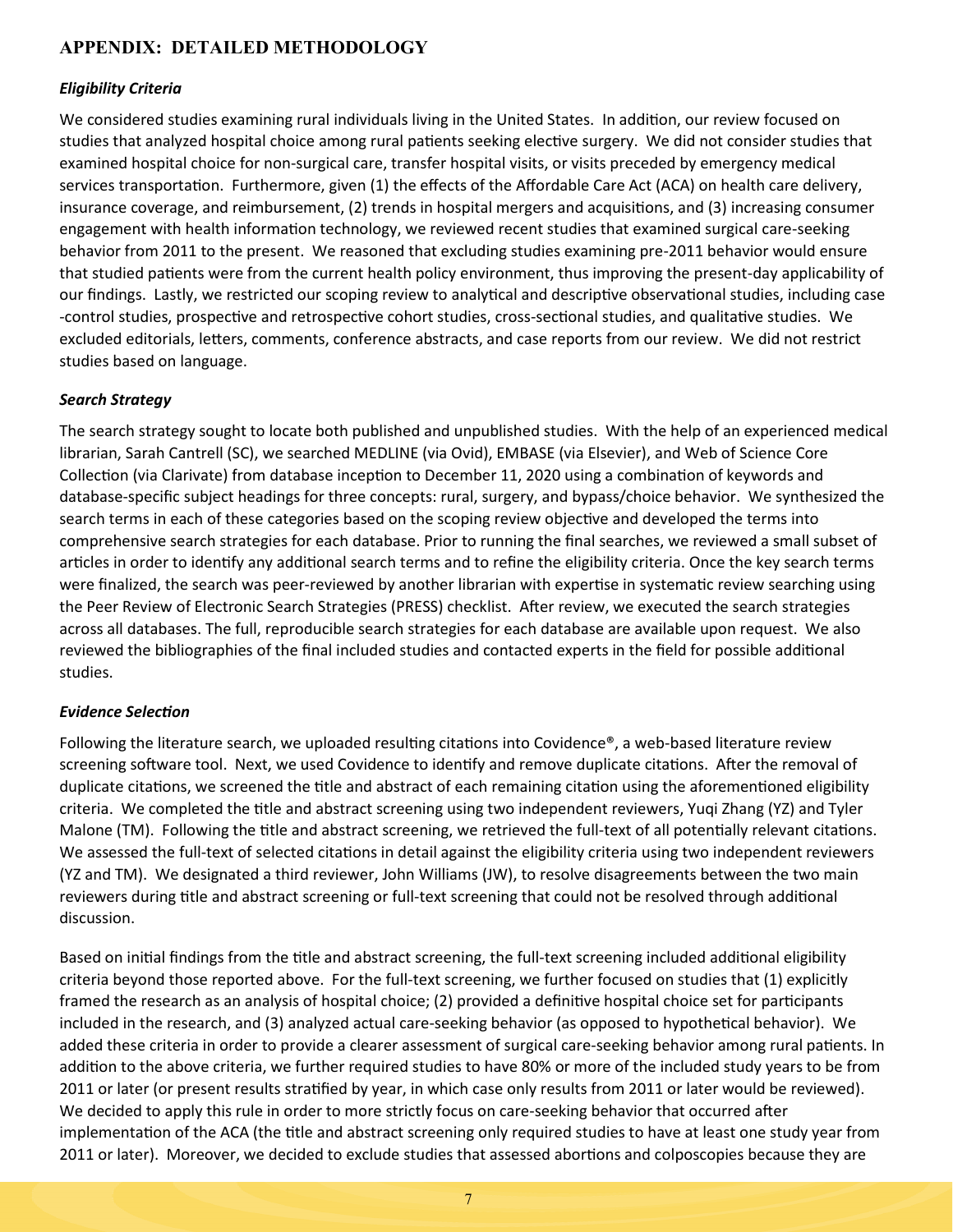## APPENDIX: DETAILED METHODOLOGY

### *Eligibility Criteria*

We considered studies examining rural individuals living in the United States. In addition, our review focused on studies that analyzed hospital choice among rural patients seeking elective surgery. We did not consider studies that examined hospital choice for non-surgical care, transfer hospital visits, or visits preceded by emergency medical services transportation. Furthermore, given (1) the effects of the Affordable Care Act (ACA) on health care delivery, insurance coverage, and reimbursement, (2) trends in hospital mergers and acquisitions, and (3) increasing consumer engagement with health information technology, we reviewed recent studies that examined surgical care-seeking behavior from 2011 to the present. We reasoned that excluding studies examining pre-2011 behavior would ensure that studied patients were from the current health policy environment, thus improving the present-day applicability of our findings. Lastly, we restricted our scoping review to analytical and descriptive observational studies, including case-control studies, prospective and retrospective cohort studies, cross-sectional studies, and qualitative studies. We excluded editorials, letters, comments, conference abstracts, and case reports from our review. We did not restrict studies based on language.

### *Search Strategy*

The search strategy sought to locate both published and unpublished studies. With the help of an experienced medical librarian, Sarah Cantrell (SC), we searched MEDLINE (via Ovid), EMBASE (via Elsevier), and Web of Science Core Collection (via Clarivate) from database inception to December 11, 2020 using a combination of keywords and database-specific subject headings for three concepts: rural, surgery, and bypass/choice behavior. We synthesized the search terms in each of these categories based on the scoping review objective and developed the terms into comprehensive search strategies for each database. Prior to running the final searches, we reviewed a small subset of articles in order to identify any additional search terms and to refine the eligibility criteria. Once the key search terms were finalized, the search was peer-reviewed by another librarian with expertise in systematic review searching using the Peer Review of Electronic Search Strategies (PRESS) checklist. After review, we executed the search strategies across all databases. The full, reproducible search strategies for each database are available upon request. We also reviewed the bibliographies of the final included studies and contacted experts in the field for possible additional studies.

### *Evidence Selection*

Following the literature search, we uploaded resulting citations into Covidence®, a web-based literature review screening software tool. Next, we used Covidence to identify and remove duplicate citations. After the removal of duplicate citations, we screened the title and abstract of each remaining citation using the aforementioned eligibility criteria. We completed the title and abstract screening using two independent reviewers, Yuqi Zhang (YZ) and Tyler Malone (TM). Following the title and abstract screening, we retrieved the full-text of all potentially relevant citations. We assessed the full-text of selected citations in detail against the eligibility criteria using two independent reviewers (YZ and TM). We designated a third reviewer, John Williams (JW), to resolve disagreements between the two main reviewers during title and abstract screening or full-text screening that could not be resolved through additional discussion.

Based on initial findings from the title and abstract screening, the full-text screening included additional eligibility criteria beyond those reported above. For the full-text screening, we further focused on studies that (1) explicitly framed the research as an analysis of hospital choice; (2) provided a definitive hospital choice set for participants included in the research, and (3) analyzed actual care-seeking behavior (as opposed to hypothetical behavior). We added these criteria in order to provide a clearer assessment of surgical care-seeking behavior among rural patients. In addition to the above criteria, we further required studies to have 80% or more of the included study years to be from 2011 or later (or present results stratified by year, in which case only results from 2011 or later would be reviewed). We decided to apply this rule in order to more strictly focus on care-seeking behavior that occurred after implementation of the ACA (the title and abstract screening only required studies to have at least one study year from 2011 or later). Moreover, we decided to exclude studies that assessed abortions and colposcopies because they are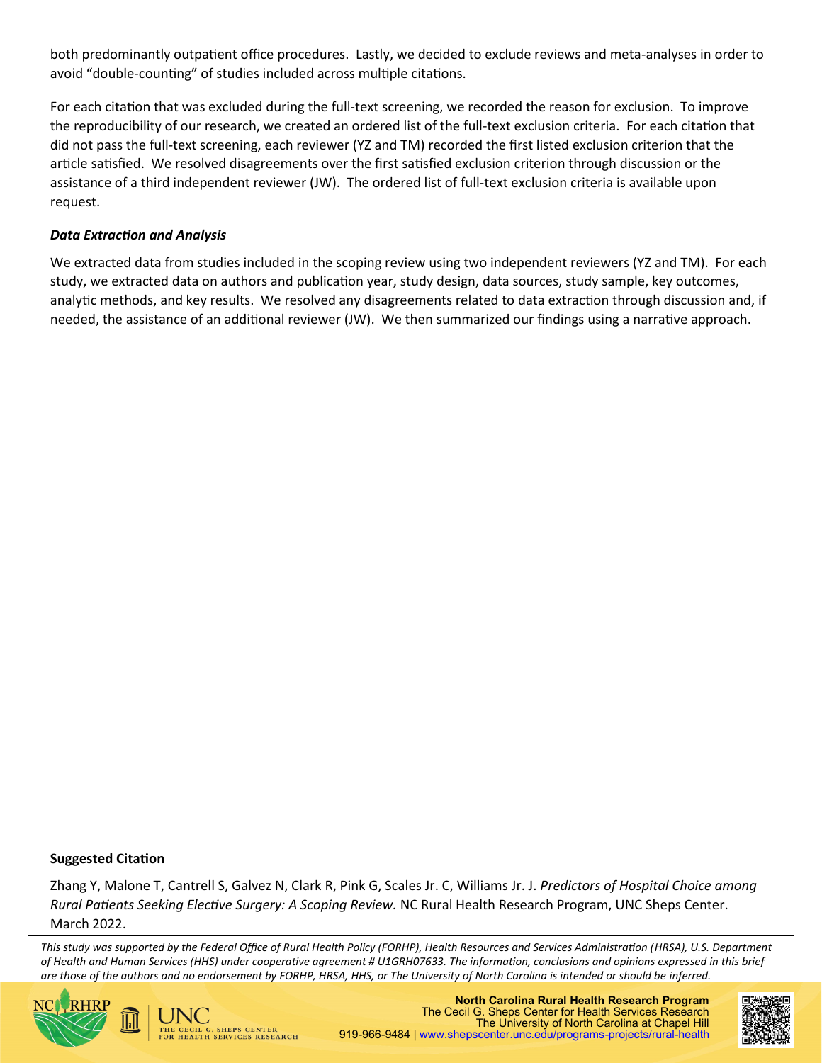both predominantly outpatient office procedures. Lastly, we decided to exclude reviews and meta-analyses in order to avoid "double-counting" of studies included across multiple citations.

For each citation that was excluded during the full-text screening, we recorded the reason for exclusion. To improve the reproducibility of our research, we created an ordered list of the full-text exclusion criteria. For each citation that did not pass the full-text screening, each reviewer (YZ and TM) recorded the first listed exclusion criterion that the article satisfied. We resolved disagreements over the first satisfied exclusion criterion through discussion or the assistance of a third independent reviewer (JW). The ordered list of full-text exclusion criteria is available upon request.

### *Data Extraction and Analysis*

We extracted data from studies included in the scoping review using two independent reviewers (YZ and TM). For each study, we extracted data on authors and publication year, study design, data sources, study sample, key outcomes, analytic methods, and key results. We resolved any disagreements related to data extraction through discussion and, if needed, the assistance of an additional reviewer (JW). We then summarized our findings using a narrative approach.

**Suggested Citation**

Zhang Y, Malone T, Cantrell S, Galvez N, Clark R, Pink G, Scales Jr. C, Williams Jr. J. *Predictors of Hospital Choice among Rural Patients Seeking Elective Surgery: A Scoping Review.* NC Rural Health Research Program, UNC Sheps Center. March 2022.

*This study was supported by the Federal Office of Rural Health Policy (FORHP), Health Resources and Services Administration (HRSA), U.S. Department of Health and Human Services (HHS) under cooperative agreement # U1GRH07633. The information, conclusions and opinions expressed in this brief are those of the authors and no endorsement by FORHP, HRSA, HHS, or The University of North Carolina is intended or should be inferred.*

**North Carolina Rural Health Research Program**
The Cecil G. Sheps Center for Health Services Research
The University of North Carolina at Chapel Hill
919-966-9484 | www.shepscenter.unc.edu/programs-projects/rural-health